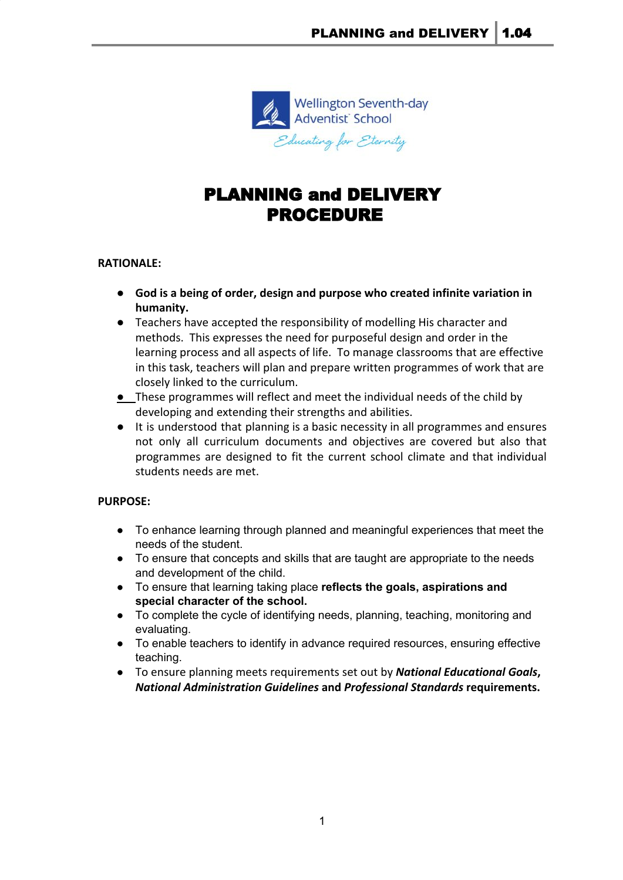Wellington Seventh-day Adventist School

Educating for Eternity

# PLANNING and DELIVERY PROCEDURE

**RATIONALE:**

- **God is a being of order, design and purpose who created infinite variation in humanity.**
- Teachers have accepted the responsibility of modelling His character and methods. This expresses the need for purposeful design and order in the learning process and all aspects of life. To manage classrooms that are effective in this task, teachers will plan and prepare written programmes of work that are closely linked to the curriculum.
- These programmes will reflect and meet the individual needs of the child by developing and extending their strengths and abilities.
- It is understood that planning is a basic necessity in all programmes and ensures not only all curriculum documents and objectives are covered but also that programmes are designed to fit the current school climate and that individual students needs are met.

**PURPOSE:**

- To enhance learning through planned and meaningful experiences that meet the needs of the student.
- To ensure that concepts and skills that are taught are appropriate to the needs and development of the child.
- To ensure that learning taking place **reflects the goals, aspirations and special character of the school.**
- To complete the cycle of identifying needs, planning, teaching, monitoring and evaluating.
- To enable teachers to identify in advance required resources, ensuring effective teaching.
- To ensure planning meets requirements set out by ***National Educational Goals*, *National Administration Guidelines* and *Professional Standards* requirements.**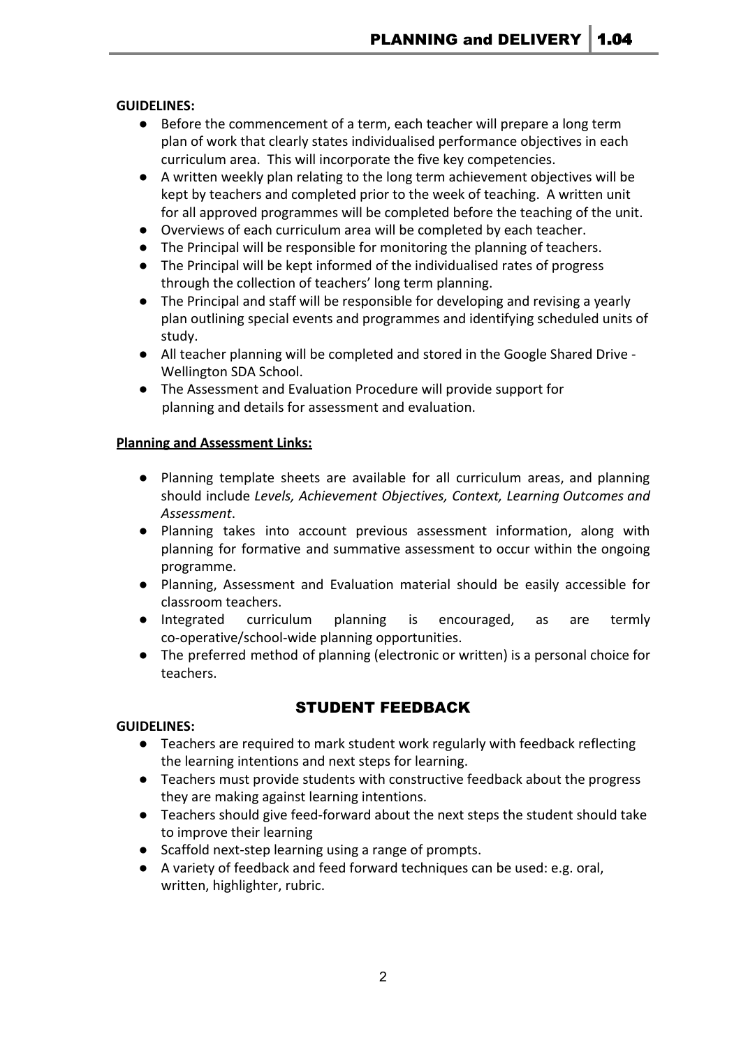**GUIDELINES:**

- Before the commencement of a term, each teacher will prepare a long term plan of work that clearly states individualised performance objectives in each curriculum area. This will incorporate the five key competencies.
- A written weekly plan relating to the long term achievement objectives will be kept by teachers and completed prior to the week of teaching. A written unit for all approved programmes will be completed before the teaching of the unit.
- Overviews of each curriculum area will be completed by each teacher.
- The Principal will be responsible for monitoring the planning of teachers.
- The Principal will be kept informed of the individualised rates of progress through the collection of teachers' long term planning.
- The Principal and staff will be responsible for developing and revising a yearly plan outlining special events and programmes and identifying scheduled units of study.
- All teacher planning will be completed and stored in the Google Shared Drive - Wellington SDA School.
- The Assessment and Evaluation Procedure will provide support for planning and details for assessment and evaluation.

**Planning and Assessment Links:**

- Planning template sheets are available for all curriculum areas, and planning should include *Levels, Achievement Objectives, Context, Learning Outcomes and Assessment*.
- Planning takes into account previous assessment information, along with planning for formative and summative assessment to occur within the ongoing programme.
- Planning, Assessment and Evaluation material should be easily accessible for classroom teachers.
- Integrated curriculum planning is encouraged, as are termly co-operative/school-wide planning opportunities.
- The preferred method of planning (electronic or written) is a personal choice for teachers.

## STUDENT FEEDBACK

**GUIDELINES:**

- Teachers are required to mark student work regularly with feedback reflecting the learning intentions and next steps for learning.
- Teachers must provide students with constructive feedback about the progress they are making against learning intentions.
- Teachers should give feed-forward about the next steps the student should take to improve their learning
- Scaffold next-step learning using a range of prompts.
- A variety of feedback and feed forward techniques can be used: e.g. oral, written, highlighter, rubric.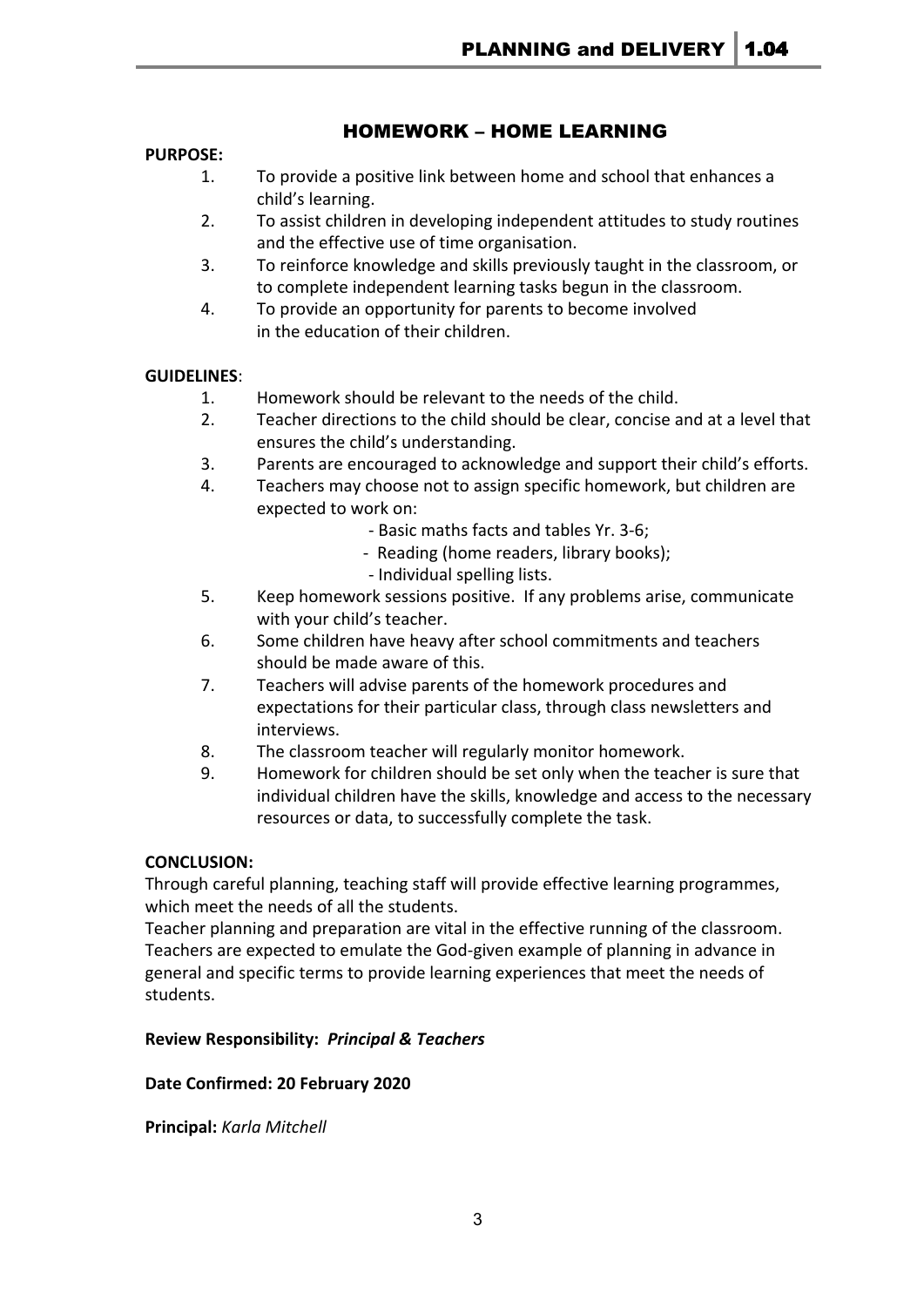## HOMEWORK – HOME LEARNING

**PURPOSE:**

1. To provide a positive link between home and school that enhances a child's learning.
2. To assist children in developing independent attitudes to study routines and the effective use of time organisation.
3. To reinforce knowledge and skills previously taught in the classroom, or to complete independent learning tasks begun in the classroom.
4. To provide an opportunity for parents to become involved in the education of their children.

**GUIDELINES**:

1. Homework should be relevant to the needs of the child.
2. Teacher directions to the child should be clear, concise and at a level that ensures the child's understanding.
3. Parents are encouraged to acknowledge and support their child's efforts.
4. Teachers may choose not to assign specific homework, but children are expected to work on:
   - Basic maths facts and tables Yr. 3-6;
   - Reading (home readers, library books);
   - Individual spelling lists.
5. Keep homework sessions positive. If any problems arise, communicate with your child's teacher.
6. Some children have heavy after school commitments and teachers should be made aware of this.
7. Teachers will advise parents of the homework procedures and expectations for their particular class, through class newsletters and interviews.
8. The classroom teacher will regularly monitor homework.
9. Homework for children should be set only when the teacher is sure that individual children have the skills, knowledge and access to the necessary resources or data, to successfully complete the task.

**CONCLUSION:**

Through careful planning, teaching staff will provide effective learning programmes, which meet the needs of all the students.
Teacher planning and preparation are vital in the effective running of the classroom. Teachers are expected to emulate the God-given example of planning in advance in general and specific terms to provide learning experiences that meet the needs of students.

**Review Responsibility:** ***Principal & Teachers***

**Date Confirmed: 20 February 2020**

**Principal:** *Karla Mitchell*